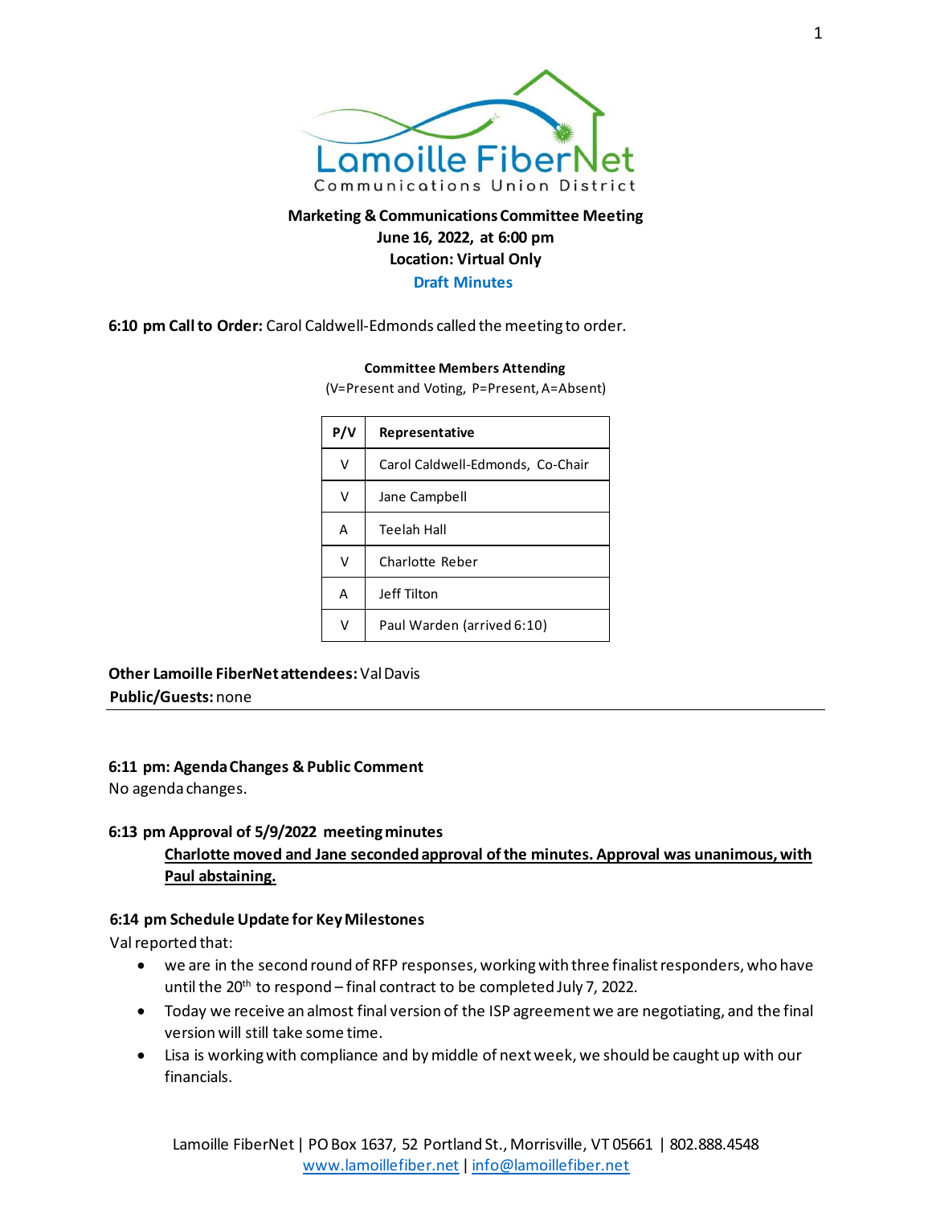Lamoille FiberNet
Communications Union District

**Marketing & Communications Committee Meeting**
**June 16, 2022, at 6:00 pm**
**Location: Virtual Only**
**Draft Minutes**

**6:10 pm Call to Order:** Carol Caldwell-Edmonds called the meeting to order.

**Committee Members Attending**
(V=Present and Voting, P=Present, A=Absent)

| P/V | Representative |
|---|---|
| V | Carol Caldwell-Edmonds, Co-Chair |
| V | Jane Campbell |
| A | Teelah Hall |
| V | Charlotte Reber |
| A | Jeff Tilton |
| V | Paul Warden (arrived 6:10) |

**Other Lamoille FiberNet attendees:** Val Davis
**Public/Guests:** none

---

**6:11 pm: Agenda Changes & Public Comment**
No agenda changes.

**6:13 pm Approval of 5/9/2022 meeting minutes**

**Charlotte moved and Jane seconded approval of the minutes. Approval was unanimous, with Paul abstaining.**

**6:14 pm Schedule Update for Key Milestones**
Val reported that:

- we are in the second round of RFP responses, working with three finalist responders, who have until the 20th to respond – final contract to be completed July 7, 2022.
- Today we receive an almost final version of the ISP agreement we are negotiating, and the final version will still take some time.
- Lisa is working with compliance and by middle of next week, we should be caught up with our financials.

Lamoille FiberNet | PO Box 1637, 52 Portland St., Morrisville, VT 05661 | 802.888.4548
www.lamoillefiber.net | info@lamoillefiber.net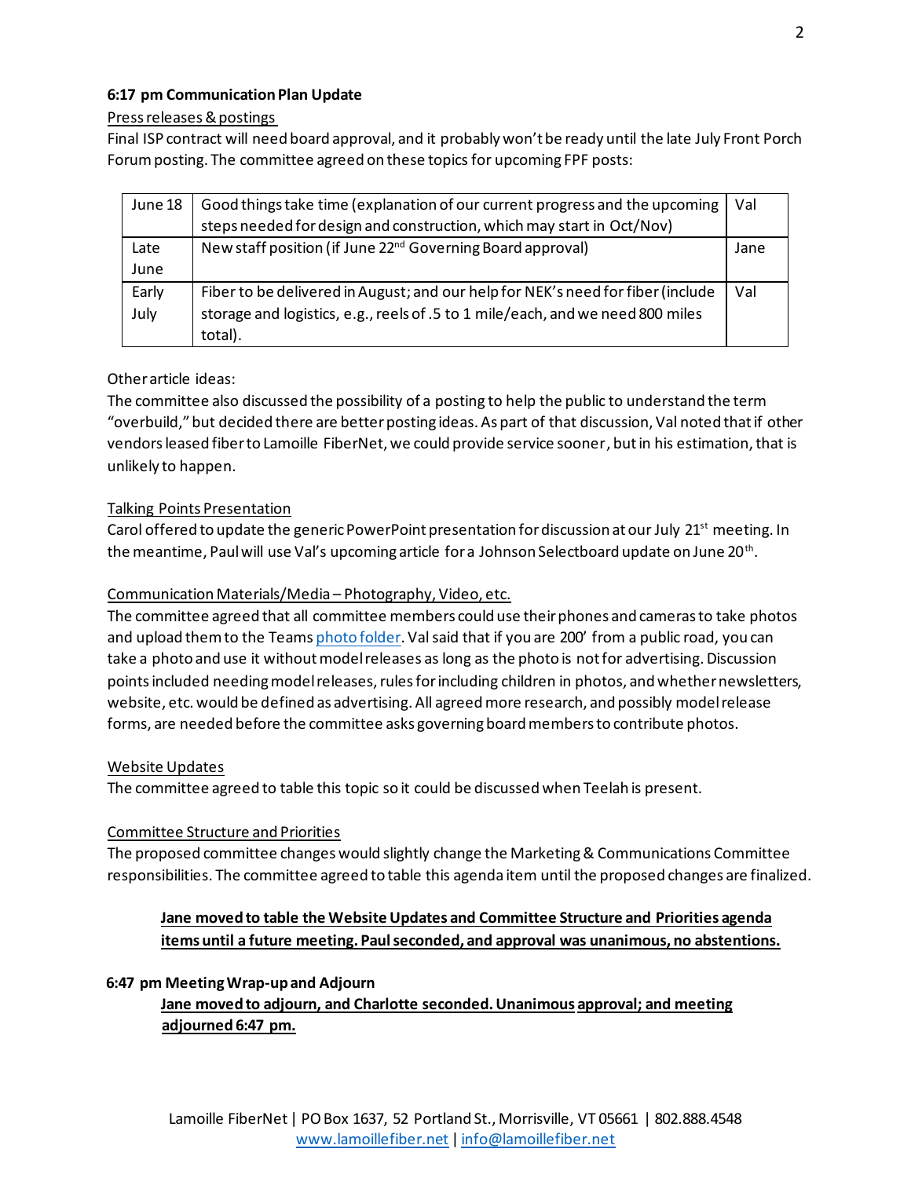**6:17 pm Communication Plan Update**

Press releases & postings

Final ISP contract will need board approval, and it probably won't be ready until the late July Front Porch Forum posting. The committee agreed on these topics for upcoming FPF posts:

| | | |
|---|---|---|
| June 18 | Good things take time (explanation of our current progress and the upcoming steps needed for design and construction, which may start in Oct/Nov) | Val |
| Late June | New staff position (if June 22nd Governing Board approval) | Jane |
| Early July | Fiber to be delivered in August; and our help for NEK's need for fiber (include storage and logistics, e.g., reels of .5 to 1 mile/each, and we need 800 miles total). | Val |

Other article ideas:

The committee also discussed the possibility of a posting to help the public to understand the term "overbuild," but decided there are better posting ideas. As part of that discussion, Val noted that if other vendors leased fiber to Lamoille FiberNet, we could provide service sooner, but in his estimation, that is unlikely to happen.

Talking Points Presentation

Carol offered to update the generic PowerPoint presentation for discussion at our July 21st meeting. In the meantime, Paul will use Val's upcoming article for a Johnson Selectboard update on June 20th.

Communication Materials/Media – Photography, Video, etc.

The committee agreed that all committee members could use their phones and cameras to take photos and upload them to the Teams photo folder. Val said that if you are 200' from a public road, you can take a photo and use it without model releases as long as the photo is not for advertising. Discussion points included needing model releases, rules for including children in photos, and whether newsletters, website, etc. would be defined as advertising. All agreed more research, and possibly model release forms, are needed before the committee asks governing board members to contribute photos.

Website Updates

The committee agreed to table this topic so it could be discussed when Teelah is present.

Committee Structure and Priorities

The proposed committee changes would slightly change the Marketing & Communications Committee responsibilities. The committee agreed to table this agenda item until the proposed changes are finalized.

> **Jane moved to table the Website Updates and Committee Structure and Priorities agenda items until a future meeting. Paul seconded, and approval was unanimous, no abstentions.**

**6:47 pm Meeting Wrap-up and Adjourn**

> **Jane moved to adjourn, and Charlotte seconded. Unanimous approval; and meeting adjourned 6:47 pm.**

Lamoille FiberNet | PO Box 1637, 52 Portland St., Morrisville, VT 05661 | 802.888.4548
www.lamoillefiber.net | info@lamoillefiber.net